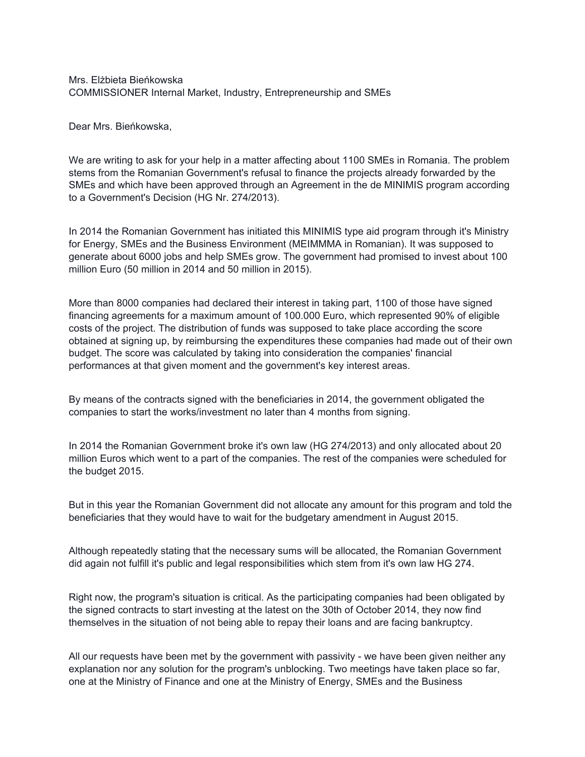Mrs. Elżbieta Bieńkowska
COMMISSIONER Internal Market, Industry, Entrepreneurship and SMEs

Dear Mrs. Bieńkowska,

We are writing to ask for your help in a matter affecting about 1100 SMEs in Romania. The problem stems from the Romanian Government's refusal to finance the projects already forwarded by the SMEs and which have been approved through an Agreement in the de MINIMIS program according to a Government's Decision (HG Nr. 274/2013).

In 2014 the Romanian Government has initiated this MINIMIS type aid program through it's Ministry for Energy, SMEs and the Business Environment (MEIMMMA in Romanian). It was supposed to generate about 6000 jobs and help SMEs grow. The government had promised to invest about 100 million Euro (50 million in 2014 and 50 million in 2015).

More than 8000 companies had declared their interest in taking part, 1100 of those have signed financing agreements for a maximum amount of 100.000 Euro, which represented 90% of eligible costs of the project. The distribution of funds was supposed to take place according the score obtained at signing up, by reimbursing the expenditures these companies had made out of their own budget. The score was calculated by taking into consideration the companies' financial performances at that given moment and the government's key interest areas.

By means of the contracts signed with the beneficiaries in 2014, the government obligated the companies to start the works/investment no later than 4 months from signing.

In 2014 the Romanian Government broke it's own law (HG 274/2013) and only allocated about 20 million Euros which went to a part of the companies. The rest of the companies were scheduled for the budget 2015.

But in this year the Romanian Government did not allocate any amount for this program and told the beneficiaries that they would have to wait for the budgetary amendment in August 2015.

Although repeatedly stating that the necessary sums will be allocated, the Romanian Government did again not fulfill it's public and legal responsibilities which stem from it's own law HG 274.

Right now, the program's situation is critical. As the participating companies had been obligated by the signed contracts to start investing at the latest on the 30th of October 2014, they now find themselves in the situation of not being able to repay their loans and are facing bankruptcy.

All our requests have been met by the government with passivity - we have been given neither any explanation nor any solution for the program's unblocking. Two meetings have taken place so far, one at the Ministry of Finance and one at the Ministry of Energy, SMEs and the Business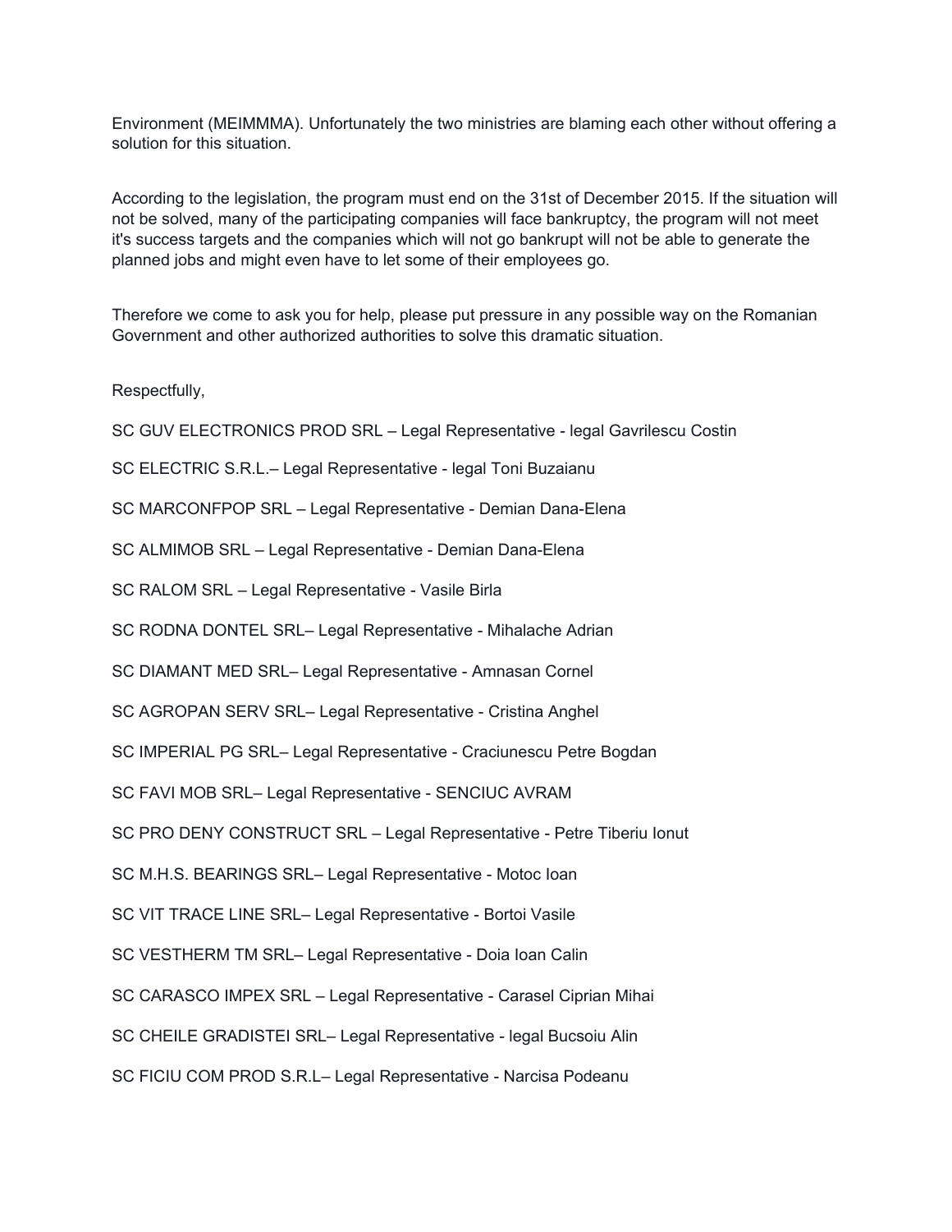Environment (MEIMMMA). Unfortunately the two ministries are blaming each other without offering a solution for this situation.

According to the legislation, the program must end on the 31st of December 2015. If the situation will not be solved, many of the participating companies will face bankruptcy, the program will not meet it's success targets and the companies which will not go bankrupt will not be able to generate the planned jobs and might even have to let some of their employees go.

Therefore we come to ask you for help, please put pressure in any possible way on the Romanian Government and other authorized authorities to solve this dramatic situation.

Respectfully,

SC GUV ELECTRONICS PROD SRL – Legal Representative - legal Gavrilescu Costin

SC ELECTRIC S.R.L.– Legal Representative - legal Toni Buzaianu

SC MARCONFPOP SRL – Legal Representative - Demian Dana-Elena

SC ALMIMOB SRL – Legal Representative - Demian Dana-Elena

SC RALOM SRL – Legal Representative - Vasile Birla

SC RODNA DONTEL SRL– Legal Representative - Mihalache Adrian

SC DIAMANT MED SRL– Legal Representative - Amnasan Cornel

SC AGROPAN SERV SRL– Legal Representative - Cristina Anghel

SC IMPERIAL PG SRL– Legal Representative - Craciunescu Petre Bogdan

SC FAVI MOB SRL– Legal Representative - SENCIUC AVRAM

SC PRO DENY CONSTRUCT SRL – Legal Representative - Petre Tiberiu Ionut

SC M.H.S. BEARINGS SRL– Legal Representative - Motoc Ioan

SC VIT TRACE LINE SRL– Legal Representative - Bortoi Vasile

SC VESTHERM TM SRL– Legal Representative - Doia Ioan Calin

SC CARASCO IMPEX SRL – Legal Representative - Carasel Ciprian Mihai

SC CHEILE GRADISTEI SRL– Legal Representative - legal Bucsoiu Alin

SC FICIU COM PROD S.R.L– Legal Representative - Narcisa Podeanu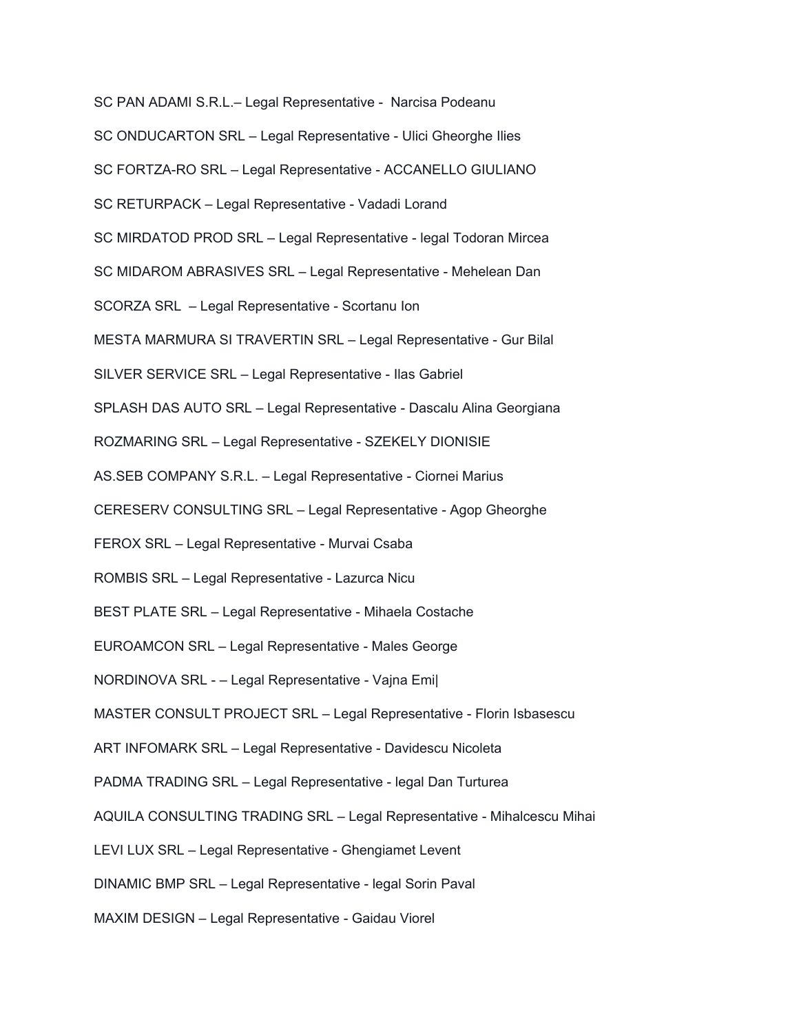SC PAN ADAMI S.R.L.– Legal Representative -  Narcisa Podeanu

SC ONDUCARTON SRL – Legal Representative - Ulici Gheorghe Ilies

SC FORTZA-RO SRL – Legal Representative - ACCANELLO GIULIANO

SC RETURPACK – Legal Representative - Vadadi Lorand

SC MIRDATOD PROD SRL – Legal Representative - legal Todoran Mircea

SC MIDAROM ABRASIVES SRL – Legal Representative - Mehelean Dan

SCORZA SRL  – Legal Representative - Scortanu Ion

MESTA MARMURA SI TRAVERTIN SRL – Legal Representative - Gur Bilal

SILVER SERVICE SRL – Legal Representative - Ilas Gabriel

SPLASH DAS AUTO SRL – Legal Representative - Dascalu Alina Georgiana

ROZMARING SRL – Legal Representative - SZEKELY DIONISIE

AS.SEB COMPANY S.R.L. – Legal Representative - Ciornei Marius

CERESERV CONSULTING SRL – Legal Representative - Agop Gheorghe

FEROX SRL – Legal Representative - Murvai Csaba

ROMBIS SRL – Legal Representative - Lazurca Nicu

BEST PLATE SRL – Legal Representative - Mihaela Costache

EUROAMCON SRL – Legal Representative - Males George

NORDINOVA SRL - – Legal Representative - Vajna Emi|

MASTER CONSULT PROJECT SRL – Legal Representative - Florin Isbasescu

ART INFOMARK SRL – Legal Representative - Davidescu Nicoleta

PADMA TRADING SRL – Legal Representative - legal Dan Turturea

AQUILA CONSULTING TRADING SRL – Legal Representative - Mihalcescu Mihai

LEVI LUX SRL – Legal Representative - Ghengiamet Levent

DINAMIC BMP SRL – Legal Representative - legal Sorin Paval

MAXIM DESIGN – Legal Representative - Gaidau Viorel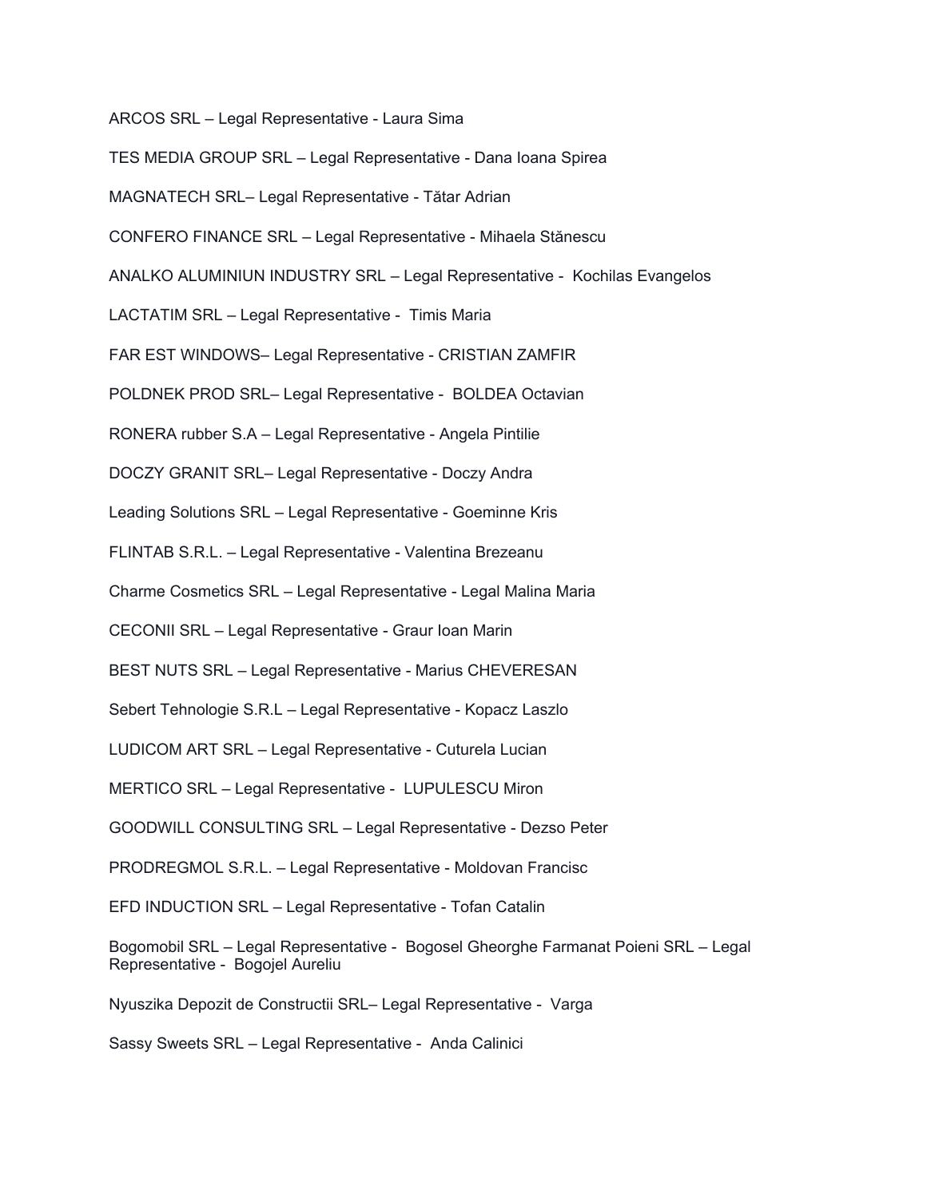ARCOS SRL – Legal Representative - Laura Sima

TES MEDIA GROUP SRL – Legal Representative - Dana Ioana Spirea

MAGNATECH SRL– Legal Representative - Tătar Adrian

CONFERO FINANCE SRL – Legal Representative - Mihaela Stănescu

ANALKO ALUMINIUN INDUSTRY SRL – Legal Representative - Kochilas Evangelos

LACTATIM SRL – Legal Representative - Timis Maria

FAR EST WINDOWS– Legal Representative - CRISTIAN ZAMFIR

POLDNEK PROD SRL– Legal Representative - BOLDEA Octavian

RONERA rubber S.A – Legal Representative - Angela Pintilie

DOCZY GRANIT SRL– Legal Representative - Doczy Andra

Leading Solutions SRL – Legal Representative - Goeminne Kris

FLINTAB S.R.L. – Legal Representative - Valentina Brezeanu

Charme Cosmetics SRL – Legal Representative - Legal Malina Maria

CECONII SRL – Legal Representative - Graur Ioan Marin

BEST NUTS SRL – Legal Representative - Marius CHEVERESAN

Sebert Tehnologie S.R.L – Legal Representative - Kopacz Laszlo

LUDICOM ART SRL – Legal Representative - Cuturela Lucian

MERTICO SRL – Legal Representative - LUPULESCU Miron

GOODWILL CONSULTING SRL – Legal Representative - Dezso Peter

PRODREGMOL S.R.L. – Legal Representative - Moldovan Francisc

EFD INDUCTION SRL – Legal Representative - Tofan Catalin

Bogomobil SRL – Legal Representative - Bogosel Gheorghe Farmanat Poieni SRL – Legal Representative - Bogojel Aureliu

Nyuszika Depozit de Constructii SRL– Legal Representative - Varga

Sassy Sweets SRL – Legal Representative - Anda Calinici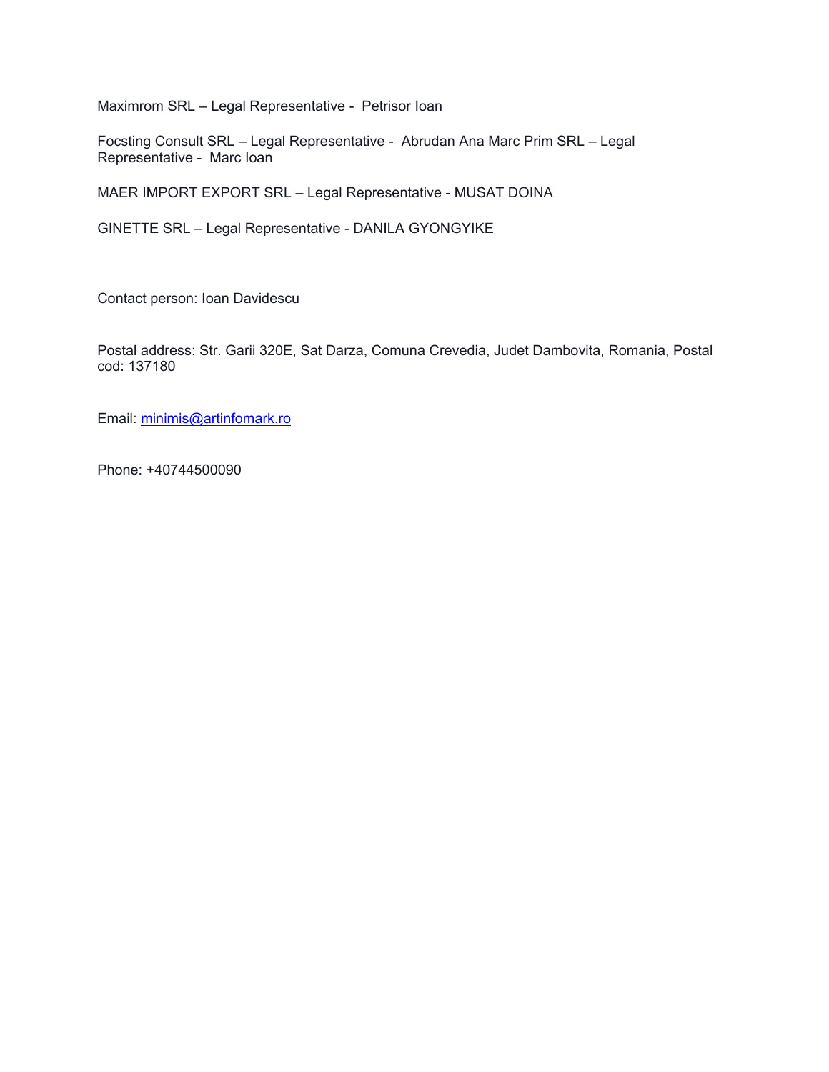Maximrom SRL – Legal Representative - Petrisor Ioan

Focsting Consult SRL – Legal Representative - Abrudan Ana Marc Prim SRL – Legal Representative - Marc Ioan

MAER IMPORT EXPORT SRL – Legal Representative - MUSAT DOINA

GINETTE SRL – Legal Representative - DANILA GYONGYIKE

Contact person: Ioan Davidescu

Postal address: Str. Garii 320E, Sat Darza, Comuna Crevedia, Judet Dambovita, Romania, Postal cod: 137180

Email: [minimis@artinfomark.ro](mailto:minimis@artinfomark.ro)

Phone: +40744500090